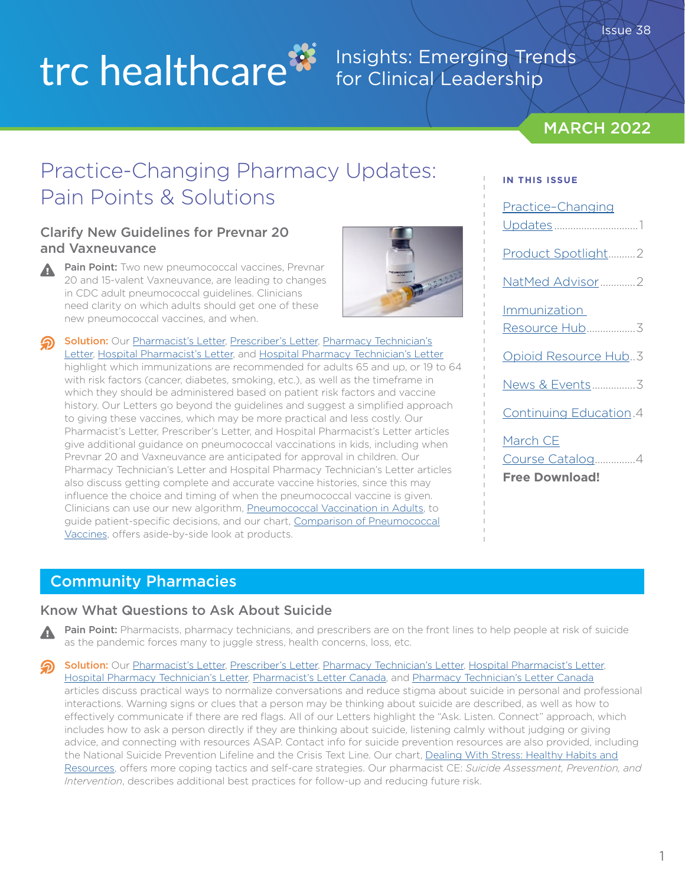# trc healthcare

Insights: Emerging Trends for Clinical Leadership

Issue 38

MARCH 2022

**IN THIS ISSUE**

- Practice-Changing Updates ... 1
- Product Spotlight ... 2
- NatMed Advisor ... 2
- Immunization Resource Hub ... 3
- Opioid Resource Hub ... 3
- News & Events ... 3
- Continuing Education ... 4
- March CE Course Catalog ... 4

**Free Download!**

## Practice-Changing Pharmacy Updates: Pain Points & Solutions

### Clarify New Guidelines for Prevnar 20 and Vaxneuvance

**Pain Point:** Two new pneumococcal vaccines, Prevnar 20 and 15-valent Vaxneuvance, are leading to changes in CDC adult pneumococcal guidelines. Clinicians need clarity on which adults should get one of these new pneumococcal vaccines, and when.

**Solution:** Our Pharmacist's Letter, Prescriber's Letter, Pharmacy Technician's Letter, Hospital Pharmacist's Letter, and Hospital Pharmacy Technician's Letter highlight which immunizations are recommended for adults 65 and up, or 19 to 64 with risk factors (cancer, diabetes, smoking, etc.), as well as the timeframe in which they should be administered based on patient risk factors and vaccine history. Our Letters go beyond the guidelines and suggest a simplified approach to giving these vaccines, which may be more practical and less costly. Our Pharmacist's Letter, Prescriber's Letter, and Hospital Pharmacist's Letter articles give additional guidance on pneumococcal vaccinations in kids, including when Prevnar 20 and Vaxneuvance are anticipated for approval in children. Our Pharmacy Technician's Letter and Hospital Pharmacy Technician's Letter articles also discuss getting complete and accurate vaccine histories, since this may influence the choice and timing of when the pneumococcal vaccine is given. Clinicians can use our new algorithm, Pneumococcal Vaccination in Adults, to guide patient-specific decisions, and our chart, Comparison of Pneumococcal Vaccines, offers aside-by-side look at products.

## Community Pharmacies

### Know What Questions to Ask About Suicide

**Pain Point:** Pharmacists, pharmacy technicians, and prescribers are on the front lines to help people at risk of suicide as the pandemic forces many to juggle stress, health concerns, loss, etc.

**Solution:** Our Pharmacist's Letter, Prescriber's Letter, Pharmacy Technician's Letter, Hospital Pharmacist's Letter, Hospital Pharmacy Technician's Letter, Pharmacist's Letter Canada, and Pharmacy Technician's Letter Canada articles discuss practical ways to normalize conversations and reduce stigma about suicide in personal and professional interactions. Warning signs or clues that a person may be thinking about suicide are described, as well as how to effectively communicate if there are red flags. All of our Letters highlight the "Ask. Listen. Connect" approach, which includes how to ask a person directly if they are thinking about suicide, listening calmly without judging or giving advice, and connecting with resources ASAP. Contact info for suicide prevention resources are also provided, including the National Suicide Prevention Lifeline and the Crisis Text Line. Our chart, Dealing With Stress: Healthy Habits and Resources, offers more coping tactics and self-care strategies. Our pharmacist CE: *Suicide Assessment, Prevention, and Intervention*, describes additional best practices for follow-up and reducing future risk.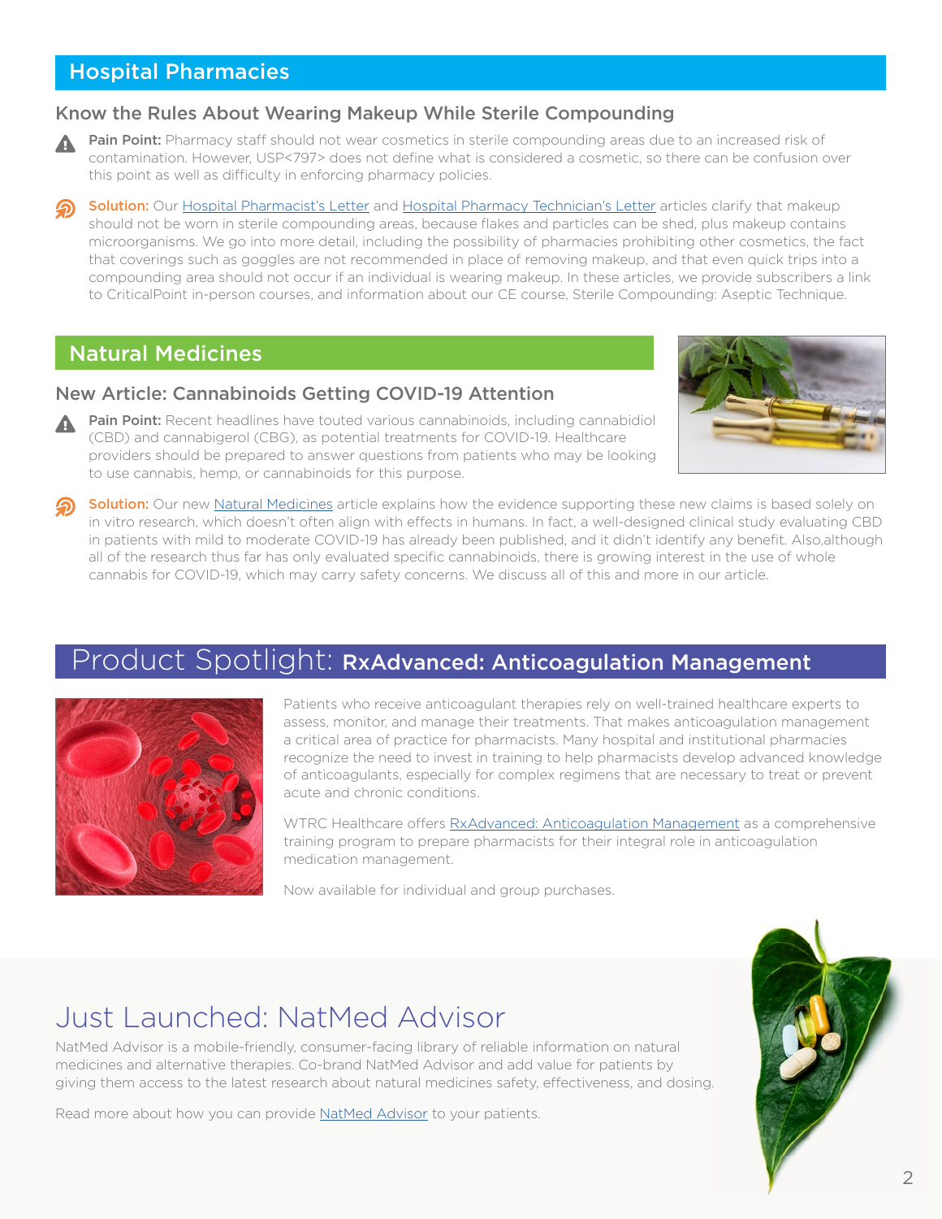## Hospital Pharmacies

### Know the Rules About Wearing Makeup While Sterile Compounding

**Pain Point:** Pharmacy staff should not wear cosmetics in sterile compounding areas due to an increased risk of contamination. However, USP<797> does not define what is considered a cosmetic, so there can be confusion over this point as well as difficulty in enforcing pharmacy policies.

**Solution:** Our Hospital Pharmacist's Letter and Hospital Pharmacy Technician's Letter articles clarify that makeup should not be worn in sterile compounding areas, because flakes and particles can be shed, plus makeup contains microorganisms. We go into more detail, including the possibility of pharmacies prohibiting other cosmetics, the fact that coverings such as goggles are not recommended in place of removing makeup, and that even quick trips into a compounding area should not occur if an individual is wearing makeup. In these articles, we provide subscribers a link to CriticalPoint in-person courses, and information about our CE course, Sterile Compounding: Aseptic Technique.

## Natural Medicines

### New Article: Cannabinoids Getting COVID-19 Attention

**Pain Point:** Recent headlines have touted various cannabinoids, including cannabidiol (CBD) and cannabigerol (CBG), as potential treatments for COVID-19. Healthcare providers should be prepared to answer questions from patients who may be looking to use cannabis, hemp, or cannabinoids for this purpose.

**Solution:** Our new Natural Medicines article explains how the evidence supporting these new claims is based solely on in vitro research, which doesn't often align with effects in humans. In fact, a well-designed clinical study evaluating CBD in patients with mild to moderate COVID-19 has already been published, and it didn't identify any benefit. Also,although all of the research thus far has only evaluated specific cannabinoids, there is growing interest in the use of whole cannabis for COVID-19, which may carry safety concerns. We discuss all of this and more in our article.

## Product Spotlight: RxAdvanced: Anticoagulation Management

Patients who receive anticoagulant therapies rely on well-trained healthcare experts to assess, monitor, and manage their treatments. That makes anticoagulation management a critical area of practice for pharmacists. Many hospital and institutional pharmacies recognize the need to invest in training to help pharmacists develop advanced knowledge of anticoagulants, especially for complex regimens that are necessary to treat or prevent acute and chronic conditions.

WTRC Healthcare offers RxAdvanced: Anticoagulation Management as a comprehensive training program to prepare pharmacists for their integral role in anticoagulation medication management.

Now available for individual and group purchases.

## Just Launched: NatMed Advisor

NatMed Advisor is a mobile-friendly, consumer-facing library of reliable information on natural medicines and alternative therapies. Co-brand NatMed Advisor and add value for patients by giving them access to the latest research about natural medicines safety, effectiveness, and dosing.

Read more about how you can provide NatMed Advisor to your patients.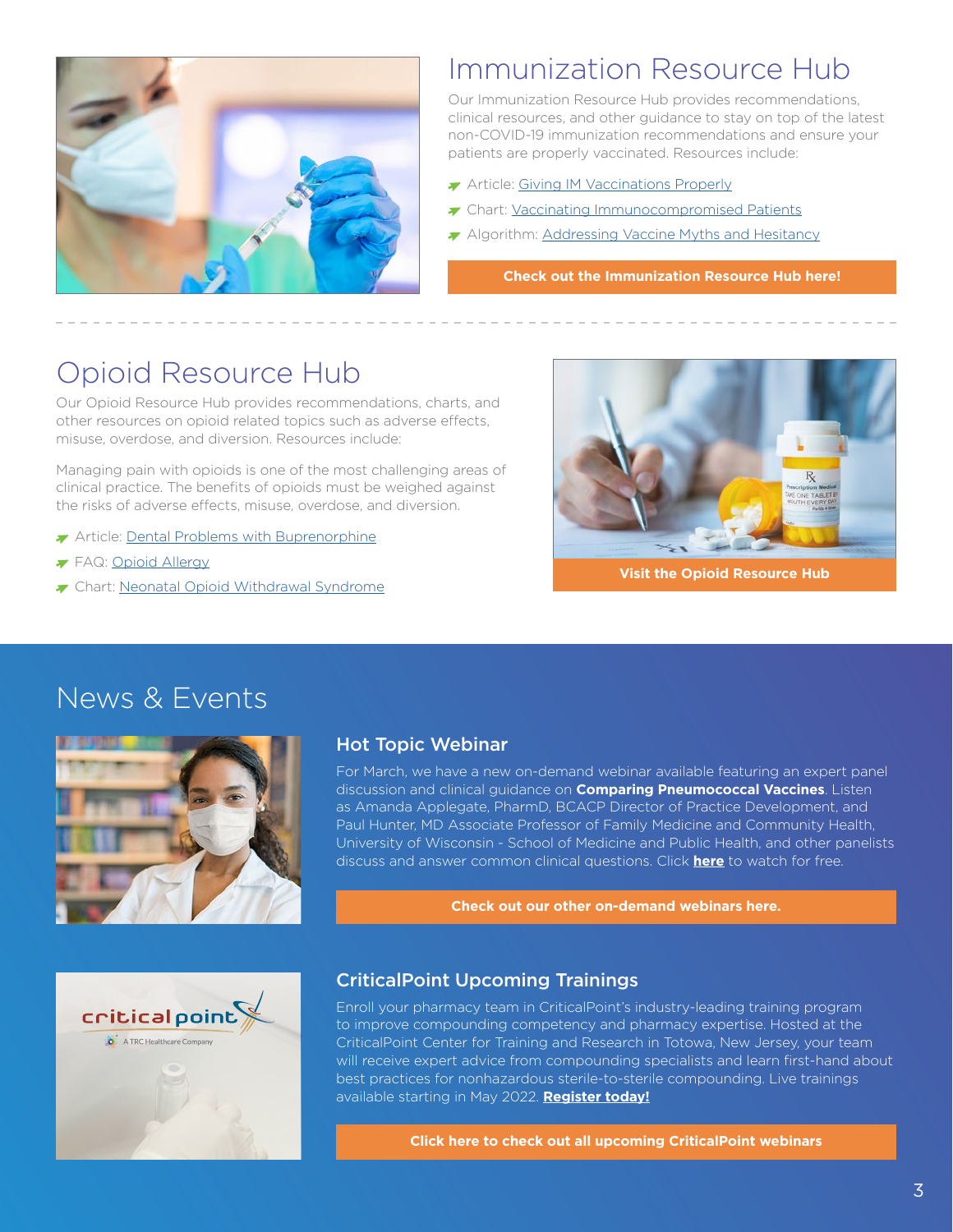## Immunization Resource Hub

Our Immunization Resource Hub provides recommendations, clinical resources, and other guidance to stay on top of the latest non-COVID-19 immunization recommendations and ensure your patients are properly vaccinated. Resources include:

- Article: Giving IM Vaccinations Properly
- Chart: Vaccinating Immunocompromised Patients
- Algorithm: Addressing Vaccine Myths and Hesitancy

**Check out the Immunization Resource Hub here!**

---

## Opioid Resource Hub

Our Opioid Resource Hub provides recommendations, charts, and other resources on opioid related topics such as adverse effects, misuse, overdose, and diversion. Resources include:

Managing pain with opioids is one of the most challenging areas of clinical practice. The benefits of opioids must be weighed against the risks of adverse effects, misuse, overdose, and diversion.

- Article: Dental Problems with Buprenorphine
- FAQ: Opioid Allergy
- Chart: Neonatal Opioid Withdrawal Syndrome

**Visit the Opioid Resource Hub**

## News & Events

### Hot Topic Webinar

For March, we have a new on-demand webinar available featuring an expert panel discussion and clinical guidance on **Comparing Pneumococcal Vaccines**. Listen as Amanda Applegate, PharmD, BCACP Director of Practice Development, and Paul Hunter, MD Associate Professor of Family Medicine and Community Health, University of Wisconsin - School of Medicine and Public Health, and other panelists discuss and answer common clinical questions. Click **here** to watch for free.

**Check out our other on-demand webinars here.**

### CriticalPoint Upcoming Trainings

Enroll your pharmacy team in CriticalPoint's industry-leading training program to improve compounding competency and pharmacy expertise. Hosted at the CriticalPoint Center for Training and Research in Totowa, New Jersey, your team will receive expert advice from compounding specialists and learn first-hand about best practices for nonhazardous sterile-to-sterile compounding. Live trainings available starting in May 2022. **Register today!**

**Click here to check out all upcoming CriticalPoint webinars**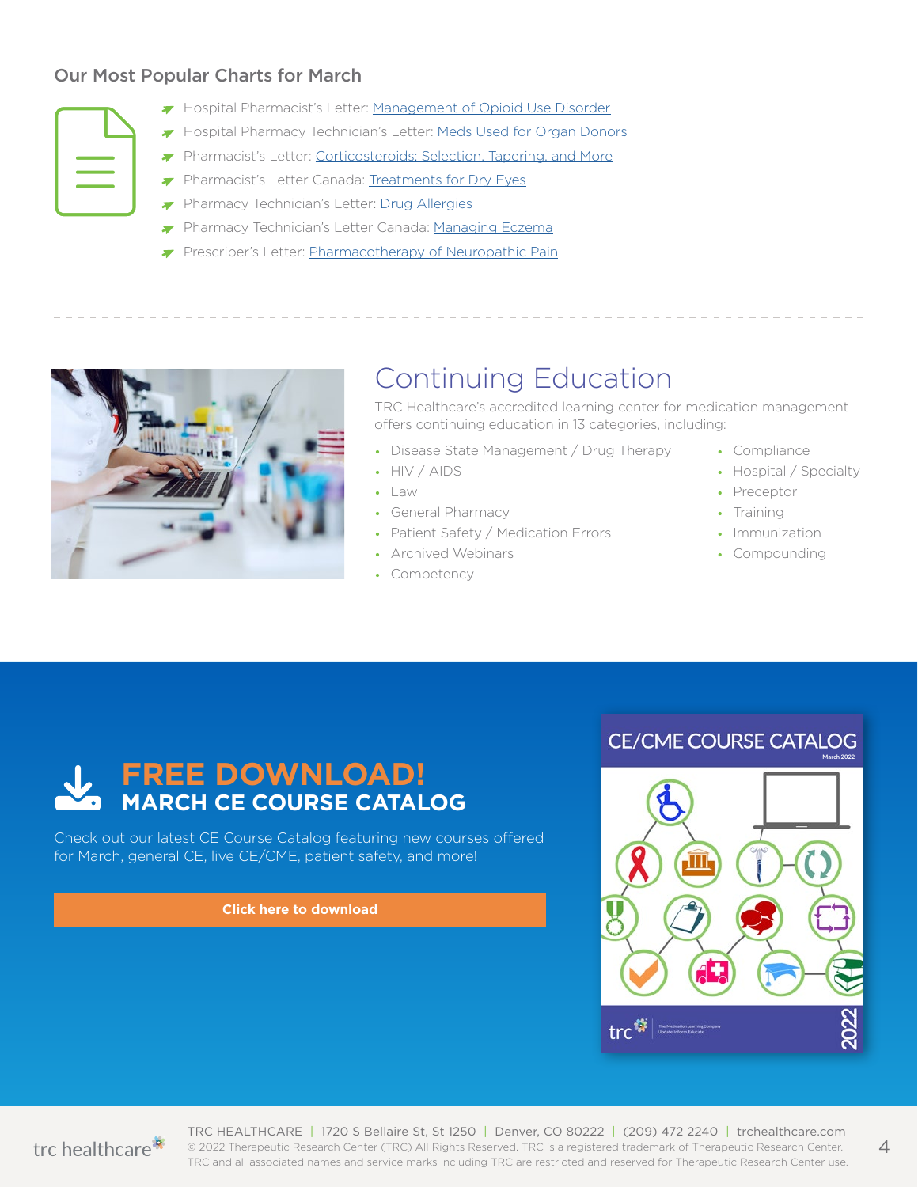## Our Most Popular Charts for March

- Hospital Pharmacist's Letter: Management of Opioid Use Disorder
- Hospital Pharmacy Technician's Letter: Meds Used for Organ Donors
- Pharmacist's Letter: Corticosteroids: Selection, Tapering, and More
- Pharmacist's Letter Canada: Treatments for Dry Eyes
- Pharmacy Technician's Letter: Drug Allergies
- Pharmacy Technician's Letter Canada: Managing Eczema
- Prescriber's Letter: Pharmacotherapy of Neuropathic Pain

# Continuing Education

TRC Healthcare's accredited learning center for medication management offers continuing education in 13 categories, including:

- Disease State Management / Drug Therapy
- HIV / AIDS
- Law
- General Pharmacy
- Patient Safety / Medication Errors
- Archived Webinars
- Competency
- Compliance
- Hospital / Specialty
- Preceptor
- Training
- Immunization
- Compounding

## FREE DOWNLOAD!
### MARCH CE COURSE CATALOG

Check out our latest CE Course Catalog featuring new courses offered for March, general CE, live CE/CME, patient safety, and more!

**Click here to download**

CE/CME COURSE CATALOG
March 2022

TRC HEALTHCARE | 1720 S Bellaire St, St 1250 | Denver, CO 80222 | (209) 472 2240 | trchealthcare.com
© 2022 Therapeutic Research Center (TRC) All Rights Reserved. TRC is a registered trademark of Therapeutic Research Center. TRC and all associated names and service marks including TRC are restricted and reserved for Therapeutic Research Center use.